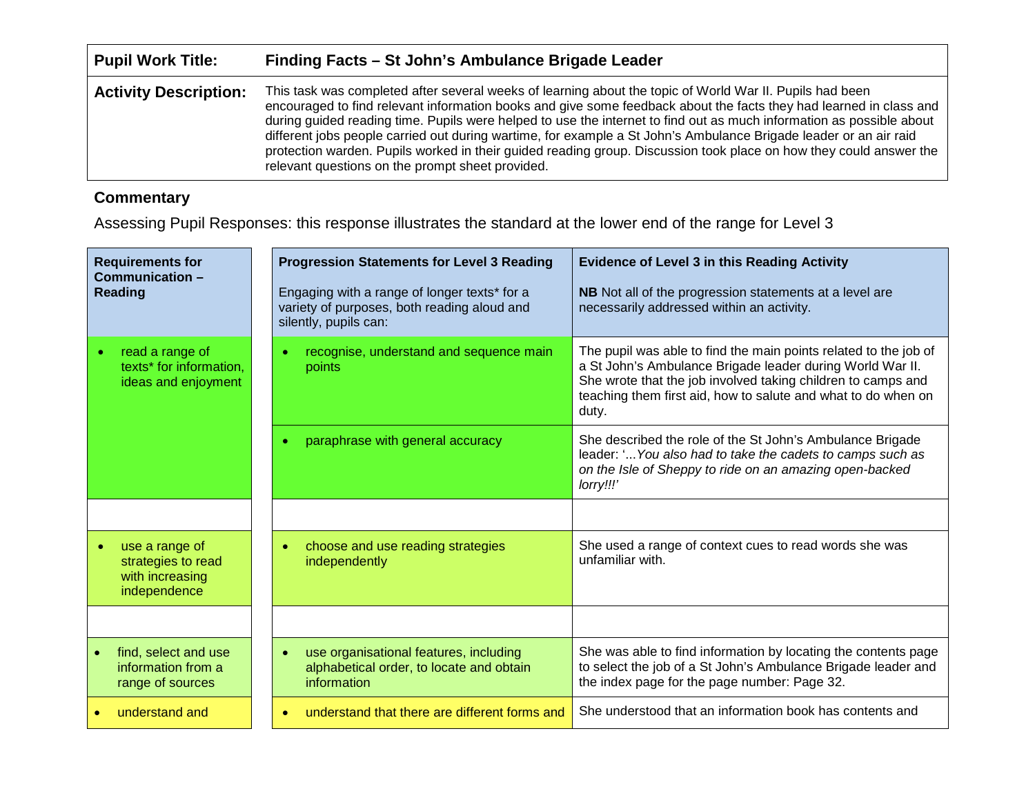| **Pupil Work Title:** | **Finding Facts – St John's Ambulance Brigade Leader** |
| --- | --- |
| **Activity Description:** | This task was completed after several weeks of learning about the topic of World War II. Pupils had been encouraged to find relevant information books and give some feedback about the facts they had learned in class and during guided reading time. Pupils were helped to use the internet to find out as much information as possible about different jobs people carried out during wartime, for example a St John's Ambulance Brigade leader or an air raid protection warden. Pupils worked in their guided reading group. Discussion took place on how they could answer the relevant questions on the prompt sheet provided. |

## Commentary

Assessing Pupil Responses: this response illustrates the standard at the lower end of the range for Level 3

| **Requirements for Communication – Reading** | **Progression Statements for Level 3 Reading**<br><br>Engaging with a range of longer texts* for a variety of purposes, both reading aloud and silently, pupils can: | **Evidence of Level 3 in this Reading Activity**<br><br>**NB** Not all of the progression statements at a level are necessarily addressed within an activity. |
| --- | --- | --- |
| • read a range of texts* for information, ideas and enjoyment | • recognise, understand and sequence main points | The pupil was able to find the main points related to the job of a St John's Ambulance Brigade leader during World War II. She wrote that the job involved taking children to camps and teaching them first aid, how to salute and what to do when on duty. |
| | • paraphrase with general accuracy | She described the role of the St John's Ambulance Brigade leader: '...*You also had to take the cadets to camps such as on the Isle of Sheppy to ride on an amazing open-backed lorry!!!*' |
| | | |
| • use a range of strategies to read with increasing independence | • choose and use reading strategies independently | She used a range of context cues to read words she was unfamiliar with. |
| | | |
| • find, select and use information from a range of sources | • use organisational features, including alphabetical order, to locate and obtain information | She was able to find information by locating the contents page to select the job of a St John's Ambulance Brigade leader and the index page for the page number: Page 32. |
| • understand and | • understand that there are different forms and | She understood that an information book has contents and |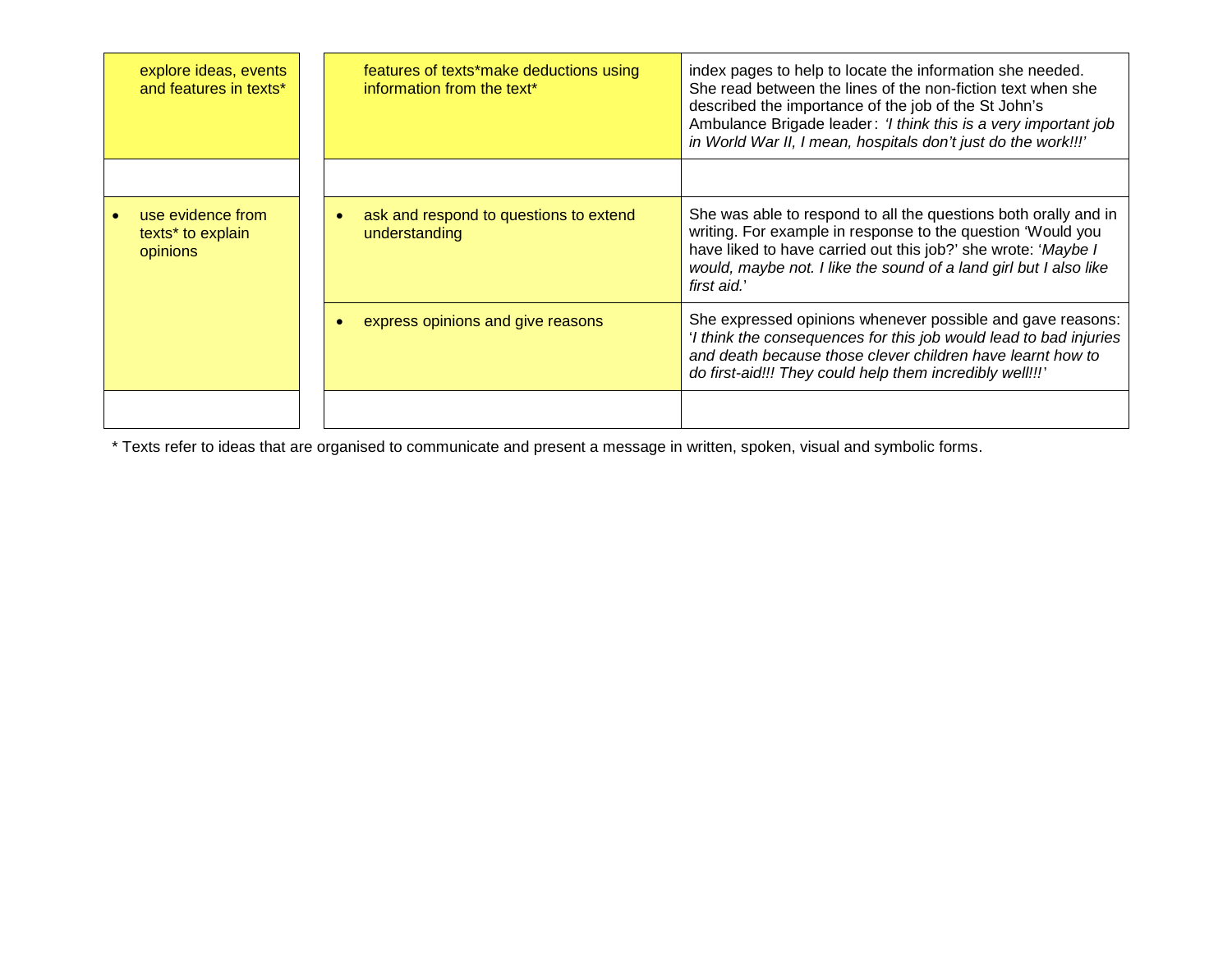| | | |
|---|---|---|
| explore ideas, events and features in texts* | features of texts*make deductions using information from the text* | index pages to help to locate the information she needed. She read between the lines of the non-fiction text when she described the importance of the job of the St John's Ambulance Brigade leader: *'I think this is a very important job in World War II, I mean, hospitals don't just do the work!!!'* |
| | | |
| • use evidence from texts* to explain opinions | • ask and respond to questions to extend understanding | She was able to respond to all the questions both orally and in writing. For example in response to the question 'Would you have liked to have carried out this job?' she wrote: '*Maybe I would, maybe not. I like the sound of a land girl but I also like first aid.*' |
| | • express opinions and give reasons | She expressed opinions whenever possible and gave reasons: '*I think the consequences for this job would lead to bad injuries and death because those clever children have learnt how to do first-aid!!! They could help them incredibly well!!!*' |
| | | |

* Texts refer to ideas that are organised to communicate and present a message in written, spoken, visual and symbolic forms.